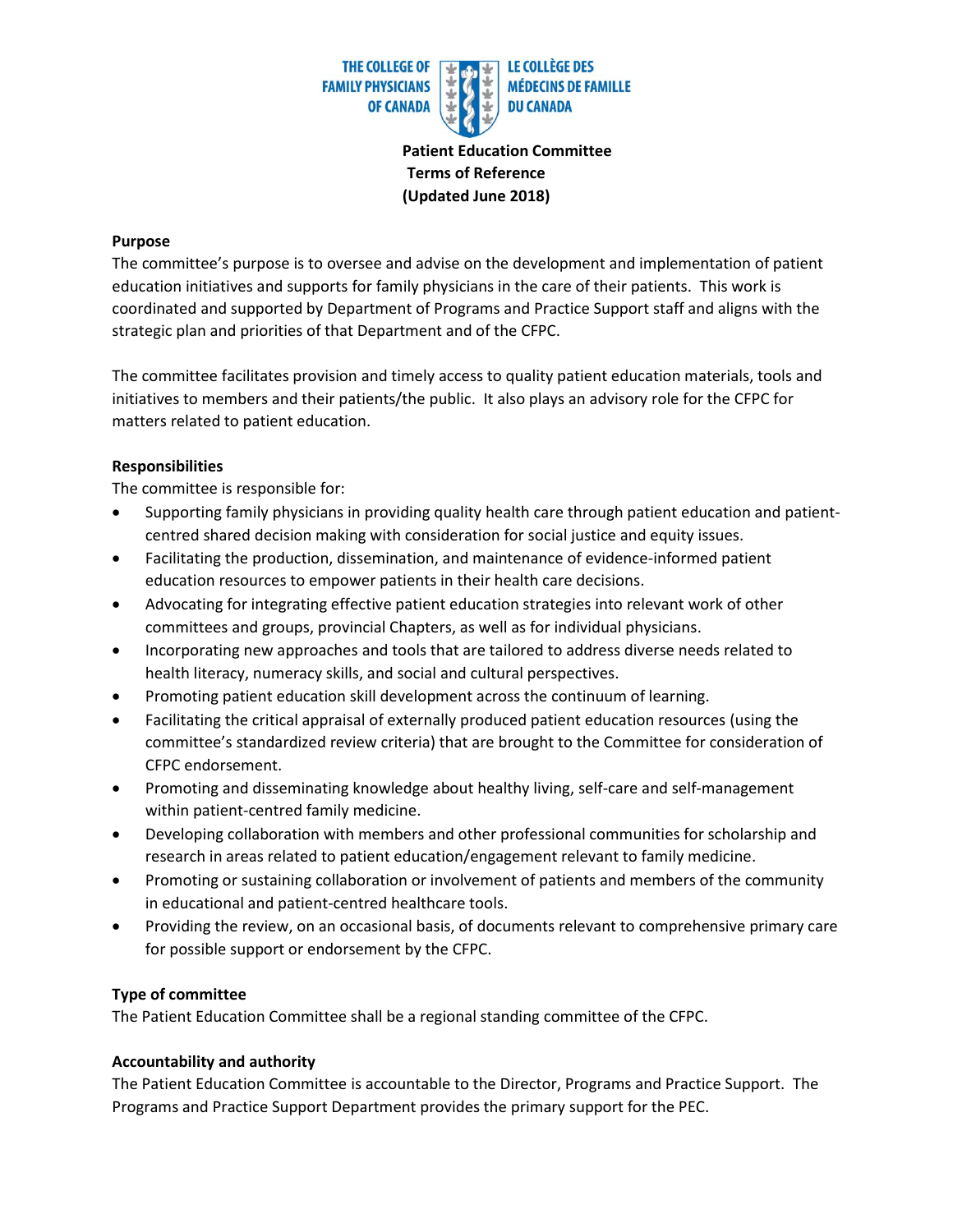THE COLLEGE OF FAMILY PHYSICIANS OF CANADA | LE COLLÈGE DES MÉDECINS DE FAMILLE DU CANADA

**Patient Education Committee**
**Terms of Reference**
**(Updated June 2018)**

**Purpose**

The committee's purpose is to oversee and advise on the development and implementation of patient education initiatives and supports for family physicians in the care of their patients. This work is coordinated and supported by Department of Programs and Practice Support staff and aligns with the strategic plan and priorities of that Department and of the CFPC.

The committee facilitates provision and timely access to quality patient education materials, tools and initiatives to members and their patients/the public. It also plays an advisory role for the CFPC for matters related to patient education.

**Responsibilities**

The committee is responsible for:

- Supporting family physicians in providing quality health care through patient education and patient-centred shared decision making with consideration for social justice and equity issues.
- Facilitating the production, dissemination, and maintenance of evidence-informed patient education resources to empower patients in their health care decisions.
- Advocating for integrating effective patient education strategies into relevant work of other committees and groups, provincial Chapters, as well as for individual physicians.
- Incorporating new approaches and tools that are tailored to address diverse needs related to health literacy, numeracy skills, and social and cultural perspectives.
- Promoting patient education skill development across the continuum of learning.
- Facilitating the critical appraisal of externally produced patient education resources (using the committee's standardized review criteria) that are brought to the Committee for consideration of CFPC endorsement.
- Promoting and disseminating knowledge about healthy living, self-care and self-management within patient-centred family medicine.
- Developing collaboration with members and other professional communities for scholarship and research in areas related to patient education/engagement relevant to family medicine.
- Promoting or sustaining collaboration or involvement of patients and members of the community in educational and patient-centred healthcare tools.
- Providing the review, on an occasional basis, of documents relevant to comprehensive primary care for possible support or endorsement by the CFPC.

**Type of committee**

The Patient Education Committee shall be a regional standing committee of the CFPC.

**Accountability and authority**

The Patient Education Committee is accountable to the Director, Programs and Practice Support. The Programs and Practice Support Department provides the primary support for the PEC.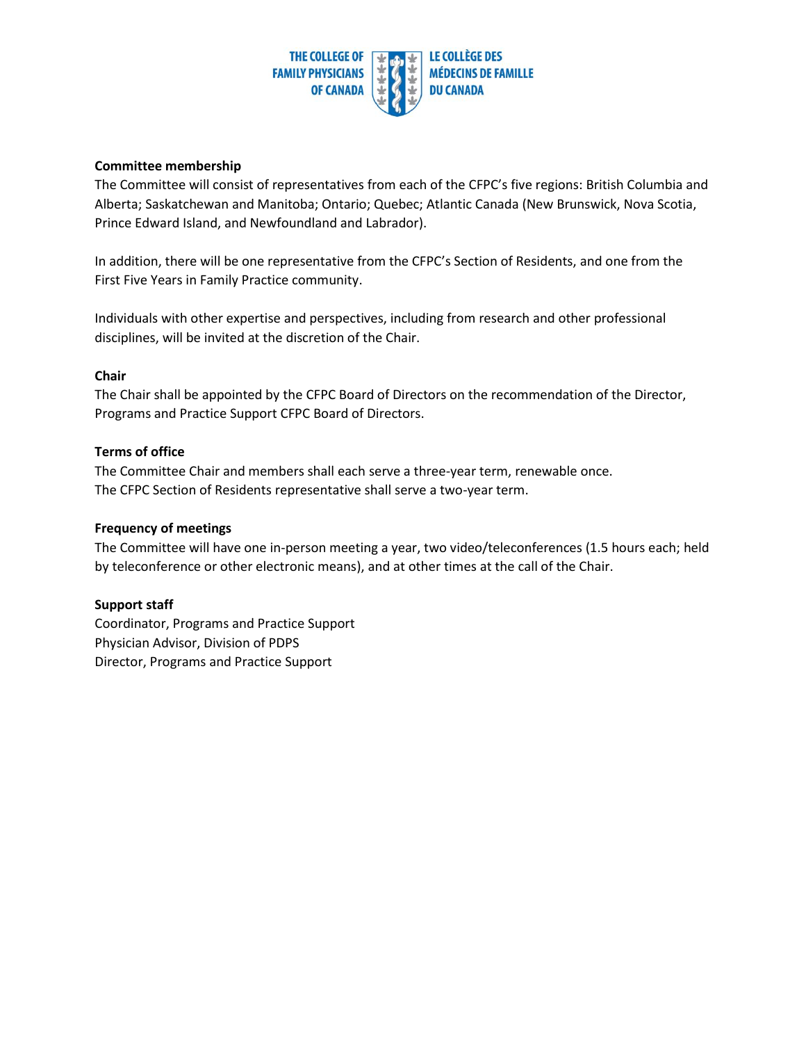### Committee membership

The Committee will consist of representatives from each of the CFPC's five regions: British Columbia and Alberta; Saskatchewan and Manitoba; Ontario; Quebec; Atlantic Canada (New Brunswick, Nova Scotia, Prince Edward Island, and Newfoundland and Labrador).

In addition, there will be one representative from the CFPC's Section of Residents, and one from the First Five Years in Family Practice community.

Individuals with other expertise and perspectives, including from research and other professional disciplines, will be invited at the discretion of the Chair.

### Chair

The Chair shall be appointed by the CFPC Board of Directors on the recommendation of the Director, Programs and Practice Support CFPC Board of Directors.

### Terms of office

The Committee Chair and members shall each serve a three-year term, renewable once.
The CFPC Section of Residents representative shall serve a two-year term.

### Frequency of meetings

The Committee will have one in-person meeting a year, two video/teleconferences (1.5 hours each; held by teleconference or other electronic means), and at other times at the call of the Chair.

### Support staff

Coordinator, Programs and Practice Support
Physician Advisor, Division of PDPS
Director, Programs and Practice Support